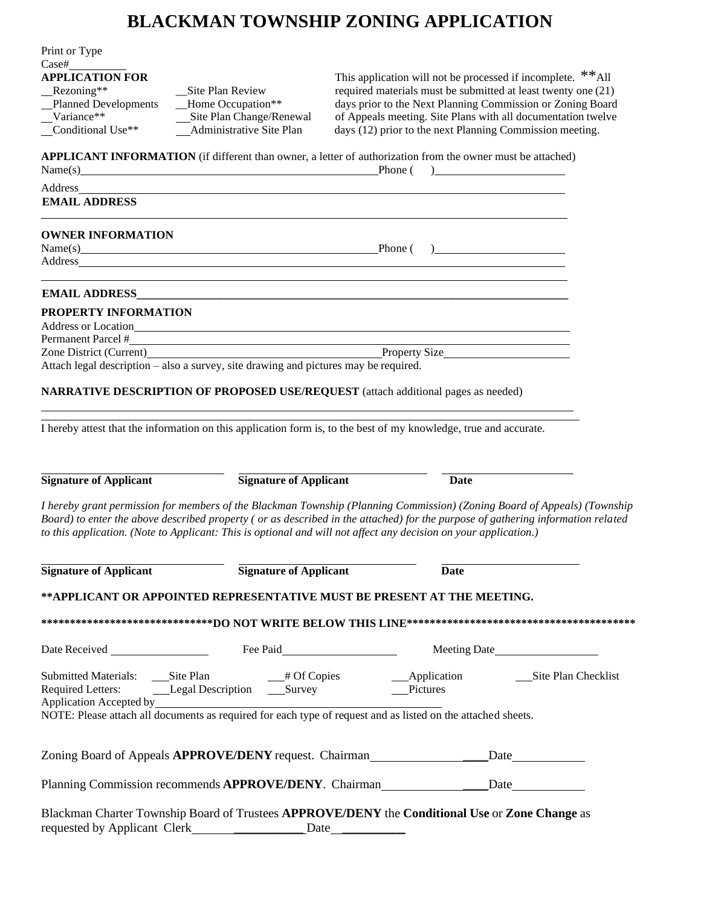# BLACKMAN TOWNSHIP ZONING APPLICATION

Print or Type

Case#__________

**APPLICATION FOR**

__Rezoning**

__Planned Developments

__Variance**

__Conditional Use**

__Site Plan Review

__Home Occupation**

__Site Plan Change/Renewal

__Administrative Site Plan

This application will not be processed if incomplete. **All required materials must be submitted at least twenty one (21) days prior to the Next Planning Commission or Zoning Board of Appeals meeting. Site Plans with all documentation twelve days (12) prior to the next Planning Commission meeting.

**APPLICANT INFORMATION** (if different than owner, a letter of authorization from the owner must be attached)

Name(s)______________________________ Phone ( ) ______________

Address______________________________

**EMAIL ADDRESS**

______________________________

**OWNER INFORMATION**

Name(s)______________________________ Phone ( ) ______________

Address______________________________

______________________________

**EMAIL ADDRESS**______________________________

**PROPERTY INFORMATION**

Address or Location______________________________

Permanent Parcel #______________________________

Zone District (Current)______________________________ Property Size______________

Attach legal description – also a survey, site drawing and pictures may be required.

**NARRATIVE DESCRIPTION OF PROPOSED USE/REQUEST** (attach additional pages as needed)

______________________________

______________________________

I hereby attest that the information on this application form is, to the best of my knowledge, true and accurate.

______________________ ______________________ ______________

**Signature of Applicant** **Signature of Applicant** **Date**

*I hereby grant permission for members of the Blackman Township (Planning Commission) (Zoning Board of Appeals) (Township Board) to enter the above described property ( or as described in the attached) for the purpose of gathering information related to this application. (Note to Applicant: This is optional and will not affect any decision on your application.)*

______________________ ______________________ ______________

**Signature of Applicant** **Signature of Applicant** **Date**

**\*\*APPLICANT OR APPOINTED REPRESENTATIVE MUST BE PRESENT AT THE MEETING.**

**\*\*\*\*\*\*\*\*\*\*\*\*\*\*\*\*\*\*\*\*\*\*\*\*\*\*\*\*\*\*DO NOT WRITE BELOW THIS LINE\*\*\*\*\*\*\*\*\*\*\*\*\*\*\*\*\*\*\*\*\*\*\*\*\*\*\*\*\*\*\*\*\*\*\*\*\*\*\*\***

Date Received ______________ Fee Paid ______________ Meeting Date ______________

Submitted Materials: ___Site Plan ___# Of Copies ___Application ___Site Plan Checklist

Required Letters: ___Legal Description ___Survey ___Pictures

Application Accepted by______________________________

NOTE: Please attach all documents as required for each type of request and as listed on the attached sheets.

Zoning Board of Appeals **APPROVE/DENY** request. Chairman______________ Date__________

Planning Commission recommends **APPROVE/DENY**. Chairman______________ Date__________

Blackman Charter Township Board of Trustees **APPROVE/DENY** the **Conditional Use** or **Zone Change** as requested by Applicant Clerk______________ Date__________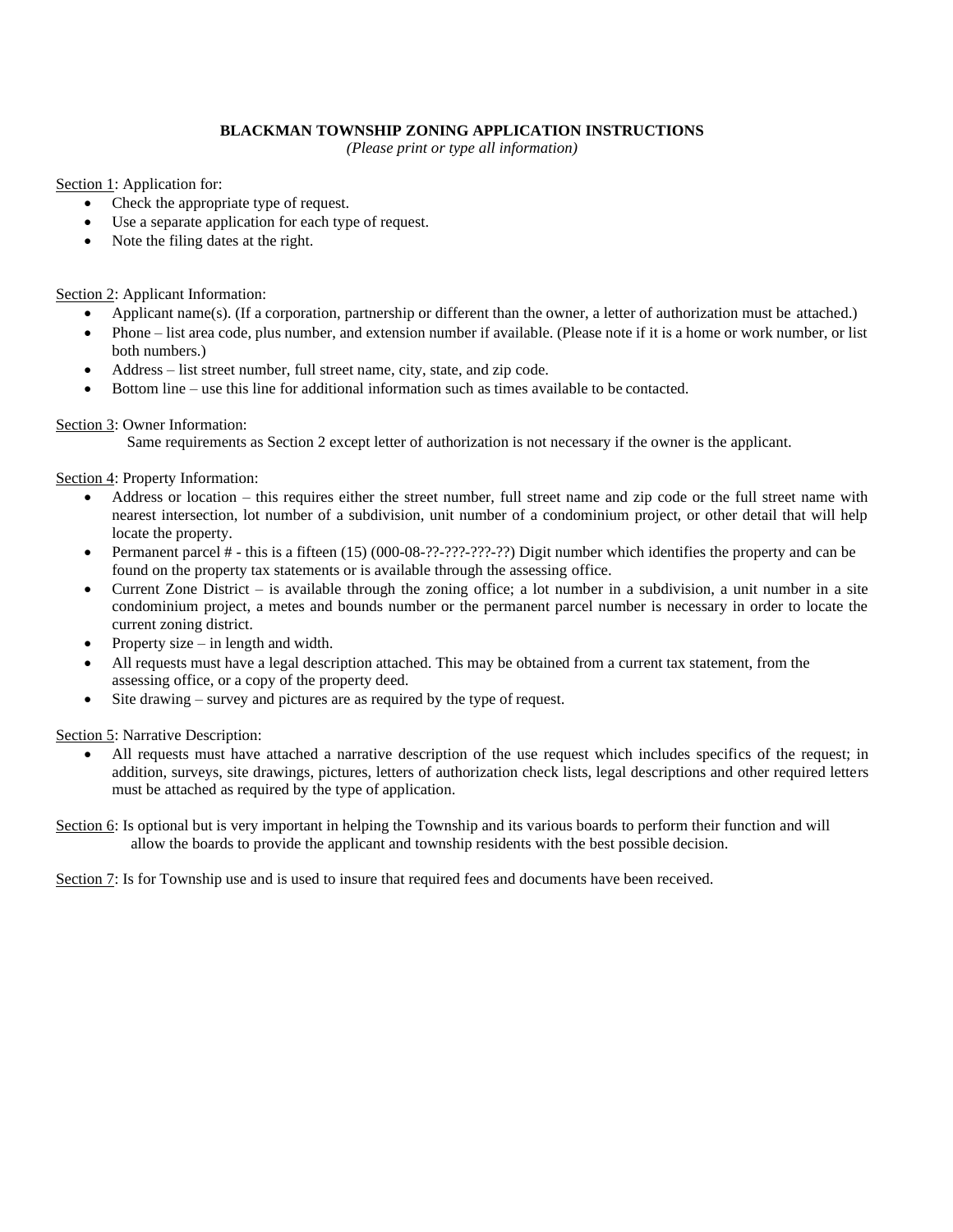**BLACKMAN TOWNSHIP ZONING APPLICATION INSTRUCTIONS**

*(Please print or type all information)*

Section 1: Application for:

- Check the appropriate type of request.
- Use a separate application for each type of request.
- Note the filing dates at the right.

Section 2: Applicant Information:

- Applicant name(s). (If a corporation, partnership or different than the owner, a letter of authorization must be attached.)
- Phone – list area code, plus number, and extension number if available. (Please note if it is a home or work number, or list both numbers.)
- Address – list street number, full street name, city, state, and zip code.
- Bottom line – use this line for additional information such as times available to be contacted.

Section 3: Owner Information:

Same requirements as Section 2 except letter of authorization is not necessary if the owner is the applicant.

Section 4: Property Information:

- Address or location – this requires either the street number, full street name and zip code or the full street name with nearest intersection, lot number of a subdivision, unit number of a condominium project, or other detail that will help locate the property.
- Permanent parcel # - this is a fifteen (15) (000-08-??-???-???-??) Digit number which identifies the property and can be found on the property tax statements or is available through the assessing office.
- Current Zone District – is available through the zoning office; a lot number in a subdivision, a unit number in a site condominium project, a metes and bounds number or the permanent parcel number is necessary in order to locate the current zoning district.
- Property size – in length and width.
- All requests must have a legal description attached. This may be obtained from a current tax statement, from the assessing office, or a copy of the property deed.
- Site drawing – survey and pictures are as required by the type of request.

Section 5: Narrative Description:

- All requests must have attached a narrative description of the use request which includes specifics of the request; in addition, surveys, site drawings, pictures, letters of authorization check lists, legal descriptions and other required letters must be attached as required by the type of application.

Section 6: Is optional but is very important in helping the Township and its various boards to perform their function and will allow the boards to provide the applicant and township residents with the best possible decision.

Section 7: Is for Township use and is used to insure that required fees and documents have been received.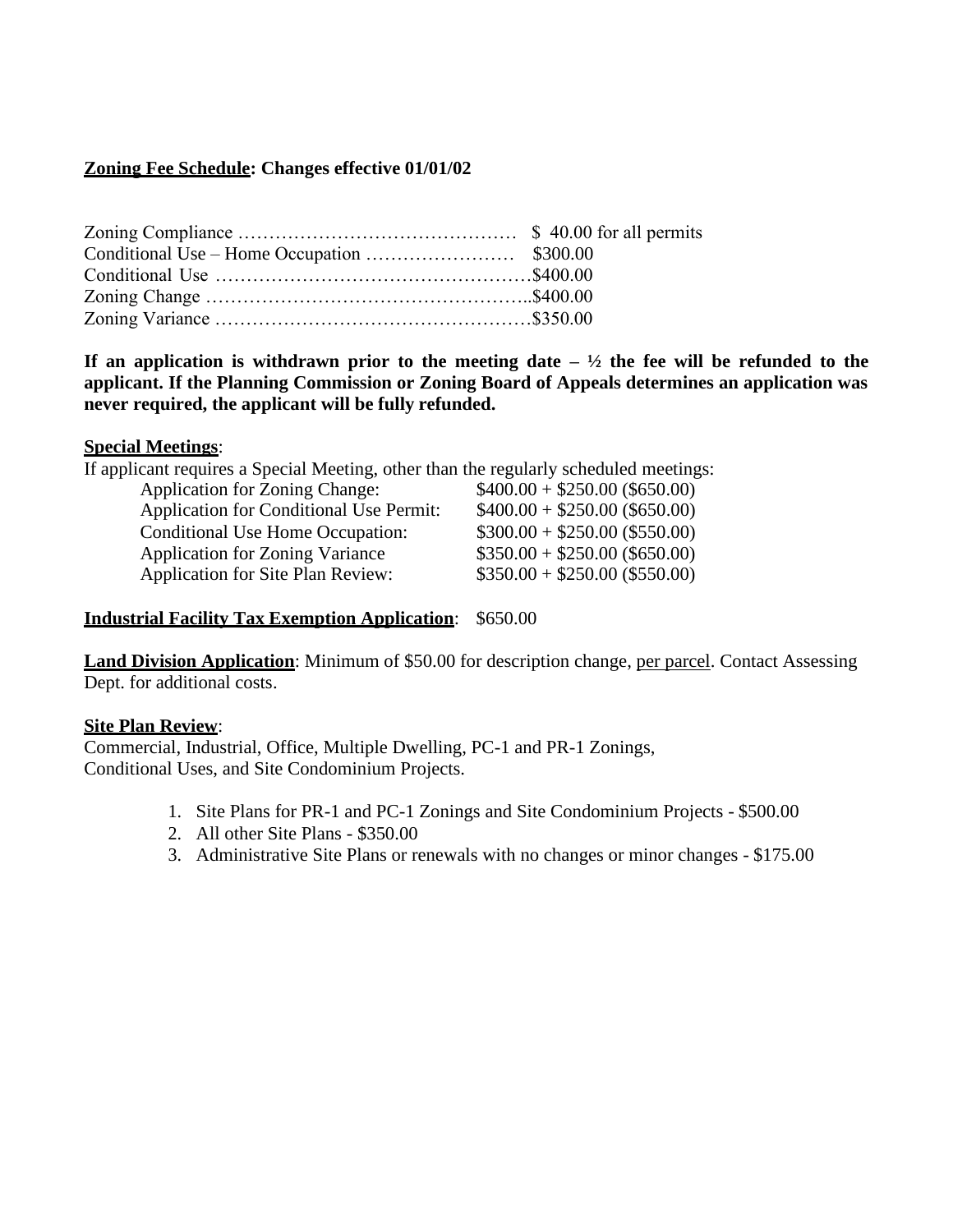**<u>Zoning Fee Schedule</u>: Changes effective 01/01/02**

| | |
|---|---|
| Zoning Compliance ……………………………………… | $ 40.00 for all permits |
| Conditional Use – Home Occupation …………………… | $300.00 |
| Conditional Use …………………………………………… | $400.00 |
| Zoning Change …………………………………………….. | $400.00 |
| Zoning Variance …………………………………………… | $350.00 |

**If an application is withdrawn prior to the meeting date – ½ the fee will be refunded to the applicant. If the Planning Commission or Zoning Board of Appeals determines an application was never required, the applicant will be fully refunded.**

**<u>Special Meetings</u>**:

If applicant requires a Special Meeting, other than the regularly scheduled meetings:

| | |
|---|---|
| Application for Zoning Change: | $400.00 + $250.00 ($650.00) |
| Application for Conditional Use Permit: | $400.00 + $250.00 ($650.00) |
| Conditional Use Home Occupation: | $300.00 + $250.00 ($550.00) |
| Application for Zoning Variance | $350.00 + $250.00 ($650.00) |
| Application for Site Plan Review: | $350.00 + $250.00 ($550.00) |

**<u>Industrial Facility Tax Exemption Application</u>**: $650.00

**<u>Land Division Application</u>**: Minimum of $50.00 for description change, <u>per parcel</u>. Contact Assessing Dept. for additional costs.

**<u>Site Plan Review</u>**:

Commercial, Industrial, Office, Multiple Dwelling, PC-1 and PR-1 Zonings, Conditional Uses, and Site Condominium Projects.

1. Site Plans for PR-1 and PC-1 Zonings and Site Condominium Projects - $500.00
2. All other Site Plans - $350.00
3. Administrative Site Plans or renewals with no changes or minor changes - $175.00